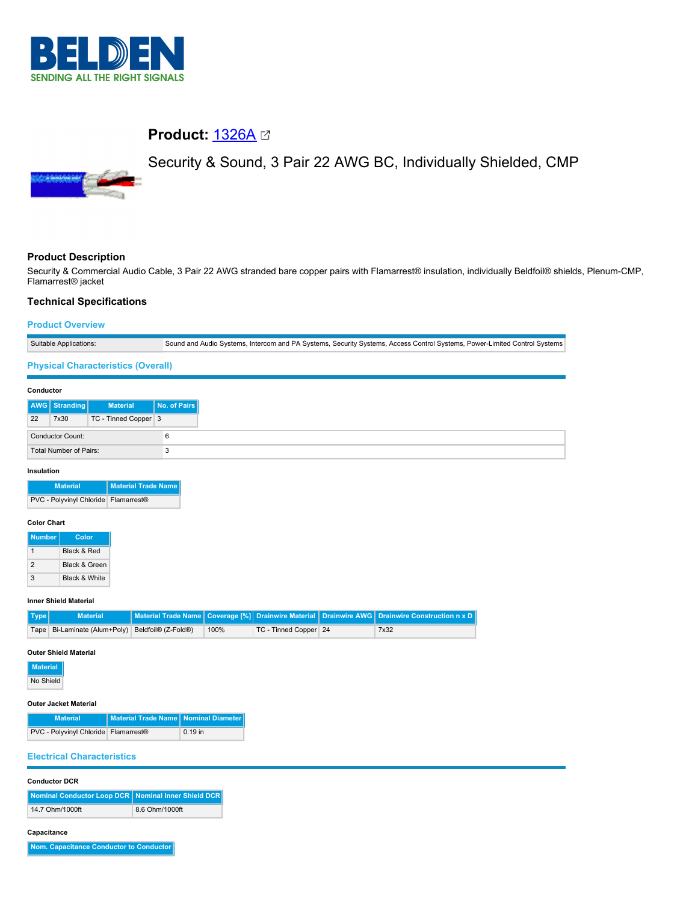# Product: [1326A]

## Security & Sound, 3 Pair 22 AWG BC, Individually Shielded, CMP

### Product Description

Security & Commercial Audio Cable, 3 Pair 22 AWG stranded bare copper pairs with Flamarrest® insulation, individually Beldfoil® shields, Plenum-CMP, Flamarrest® jacket

### Technical Specifications

#### Product Overview

| Suitable Applications: | Sound and Audio Systems, Intercom and PA Systems, Security Systems, Access Control Systems, Power-Limited Control Systems |
|---|---|

#### Physical Characteristics (Overall)

**Conductor**

| AWG | Stranding | Material | No. of Pairs |
|---|---|---|---|
| 22 | 7x30 | TC - Tinned Copper | 3 |

| Conductor Count: | 6 |
|---|---|
| Total Number of Pairs: | 3 |

**Insulation**

| Material | Material Trade Name |
|---|---|
| PVC - Polyvinyl Chloride | Flamarrest® |

**Color Chart**

| Number | Color |
|---|---|
| 1 | Black & Red |
| 2 | Black & Green |
| 3 | Black & White |

**Inner Shield Material**

| Type | Material | Material Trade Name | Coverage [%] | Drainwire Material | Drainwire AWG | Drainwire Construction n x D |
|---|---|---|---|---|---|---|
| Tape | Bi-Laminate (Alum+Poly) | Beldfoil® (Z-Fold®) | 100% | TC - Tinned Copper | 24 | 7x32 |

**Outer Shield Material**

| Material |
|---|
| No Shield |

**Outer Jacket Material**

| Material | Material Trade Name | Nominal Diameter |
|---|---|---|
| PVC - Polyvinyl Chloride | Flamarrest® | 0.19 in |

#### Electrical Characteristics

**Conductor DCR**

| Nominal Conductor Loop DCR | Nominal Inner Shield DCR |
|---|---|
| 14.7 Ohm/1000ft | 8.6 Ohm/1000ft |

**Capacitance**

| Nom. Capacitance Conductor to Conductor |
|---|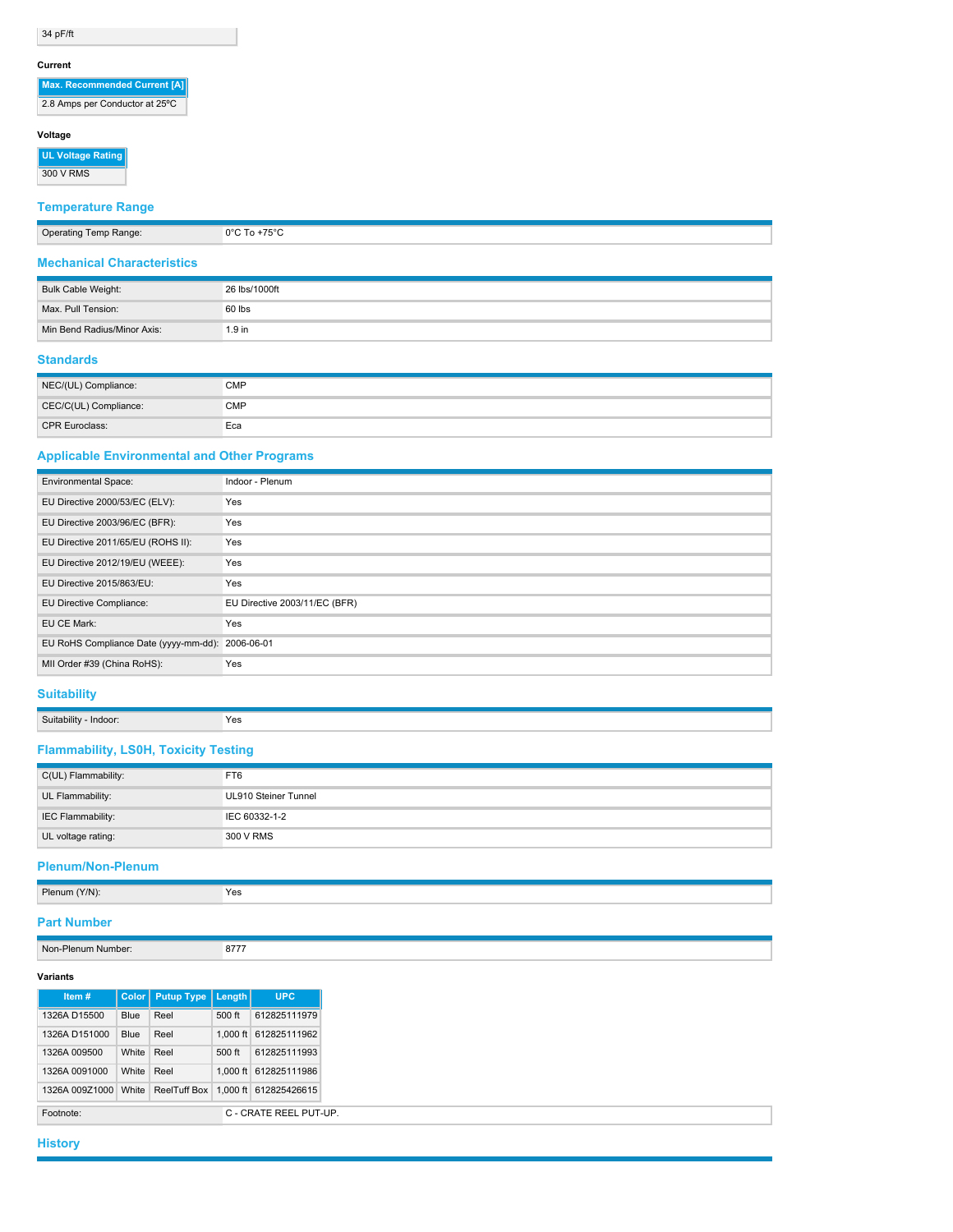| 34 pF/ft |
|---|

#### Current

| Max. Recommended Current [A] |
|---|
| 2.8 Amps per Conductor at 25ºC |

#### Voltage

| UL Voltage Rating |
|---|
| 300 V RMS |

## Temperature Range

| | |
|---|---|
| Operating Temp Range: | 0°C To +75°C |

## Mechanical Characteristics

| | |
|---|---|
| Bulk Cable Weight: | 26 lbs/1000ft |
| Max. Pull Tension: | 60 lbs |
| Min Bend Radius/Minor Axis: | 1.9 in |

## Standards

| | |
|---|---|
| NEC/(UL) Compliance: | CMP |
| CEC/C(UL) Compliance: | CMP |
| CPR Euroclass: | Eca |

## Applicable Environmental and Other Programs

| | |
|---|---|
| Environmental Space: | Indoor - Plenum |
| EU Directive 2000/53/EC (ELV): | Yes |
| EU Directive 2003/96/EC (BFR): | Yes |
| EU Directive 2011/65/EU (ROHS II): | Yes |
| EU Directive 2012/19/EU (WEEE): | Yes |
| EU Directive 2015/863/EU: | Yes |
| EU Directive Compliance: | EU Directive 2003/11/EC (BFR) |
| EU CE Mark: | Yes |
| EU RoHS Compliance Date (yyyy-mm-dd): | 2006-06-01 |
| MII Order #39 (China RoHS): | Yes |

## Suitability

| | |
|---|---|
| Suitability - Indoor: | Yes |

## Flammability, LS0H, Toxicity Testing

| | |
|---|---|
| C(UL) Flammability: | FT6 |
| UL Flammability: | UL910 Steiner Tunnel |
| IEC Flammability: | IEC 60332-1-2 |
| UL voltage rating: | 300 V RMS |

## Plenum/Non-Plenum

| | |
|---|---|
| Plenum (Y/N): | Yes |

## Part Number

| | |
|---|---|
| Non-Plenum Number: | 8777 |

#### Variants

| Item # | Color | Putup Type | Length | UPC |
|---|---|---|---|---|
| 1326A D15500 | Blue | Reel | 500 ft | 612825111979 |
| 1326A D151000 | Blue | Reel | 1,000 ft | 612825111962 |
| 1326A 009500 | White | Reel | 500 ft | 612825111993 |
| 1326A 0091000 | White | Reel | 1,000 ft | 612825111986 |
| 1326A 009Z1000 | White | ReelTuff Box | 1,000 ft | 612825426615 |

| | |
|---|---|
| Footnote: | C - CRATE REEL PUT-UP. |

## History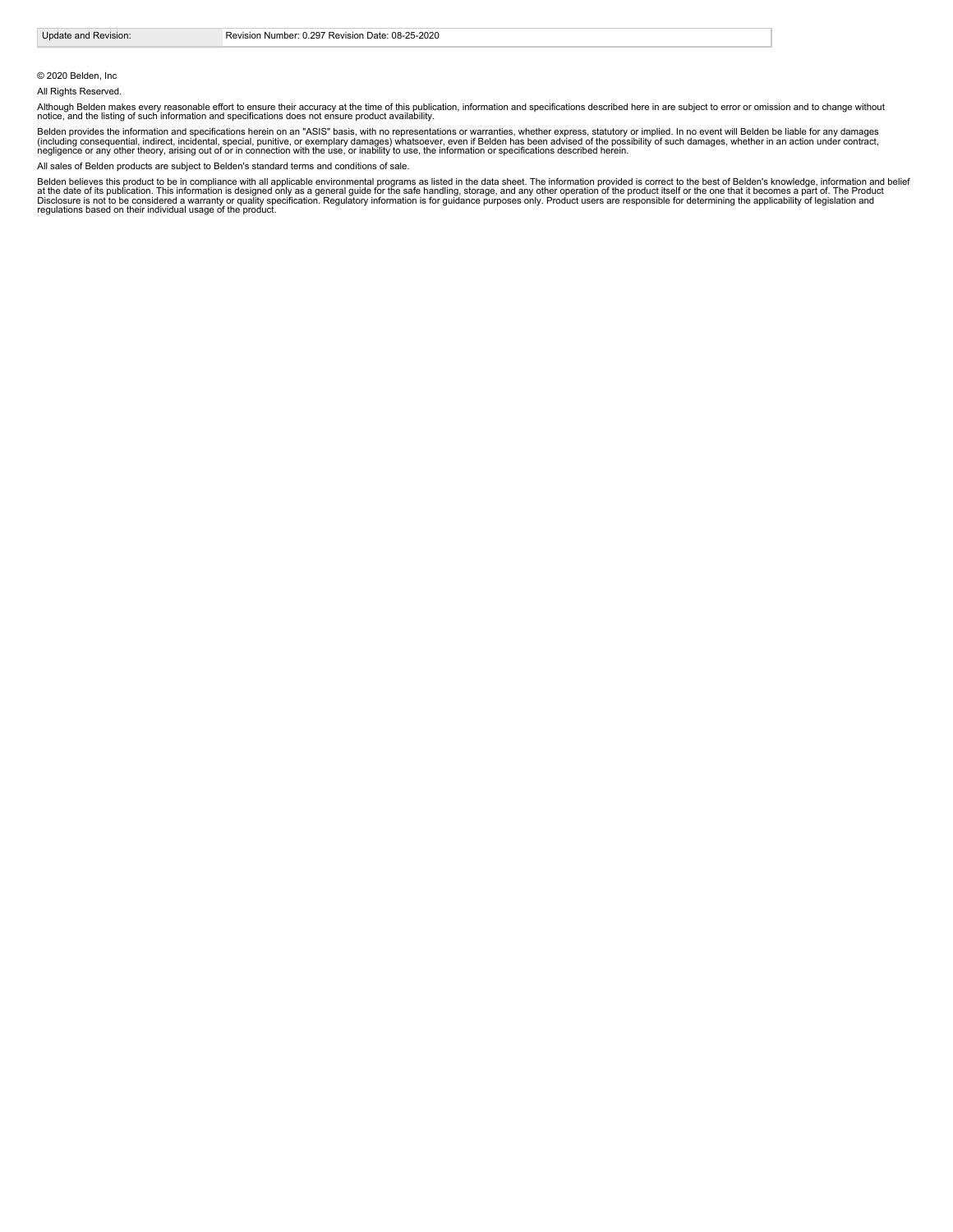| Update and Revision: | Revision Number: 0.297 Revision Date: 08-25-2020 |
| --- | --- |

© 2020 Belden, Inc

All Rights Reserved.

Although Belden makes every reasonable effort to ensure their accuracy at the time of this publication, information and specifications described here in are subject to error or omission and to change without notice, and the listing of such information and specifications does not ensure product availability.

Belden provides the information and specifications herein on an "ASIS" basis, with no representations or warranties, whether express, statutory or implied. In no event will Belden be liable for any damages (including consequential, indirect, incidental, special, punitive, or exemplary damages) whatsoever, even if Belden has been advised of the possibility of such damages, whether in an action under contract, negligence or any other theory, arising out of or in connection with the use, or inability to use, the information or specifications described herein.

All sales of Belden products are subject to Belden's standard terms and conditions of sale.

Belden believes this product to be in compliance with all applicable environmental programs as listed in the data sheet. The information provided is correct to the best of Belden's knowledge, information and belief at the date of its publication. This information is designed only as a general guide for the safe handling, storage, and any other operation of the product itself or the one that it becomes a part of. The Product Disclosure is not to be considered a warranty or quality specification. Regulatory information is for guidance purposes only. Product users are responsible for determining the applicability of legislation and regulations based on their individual usage of the product.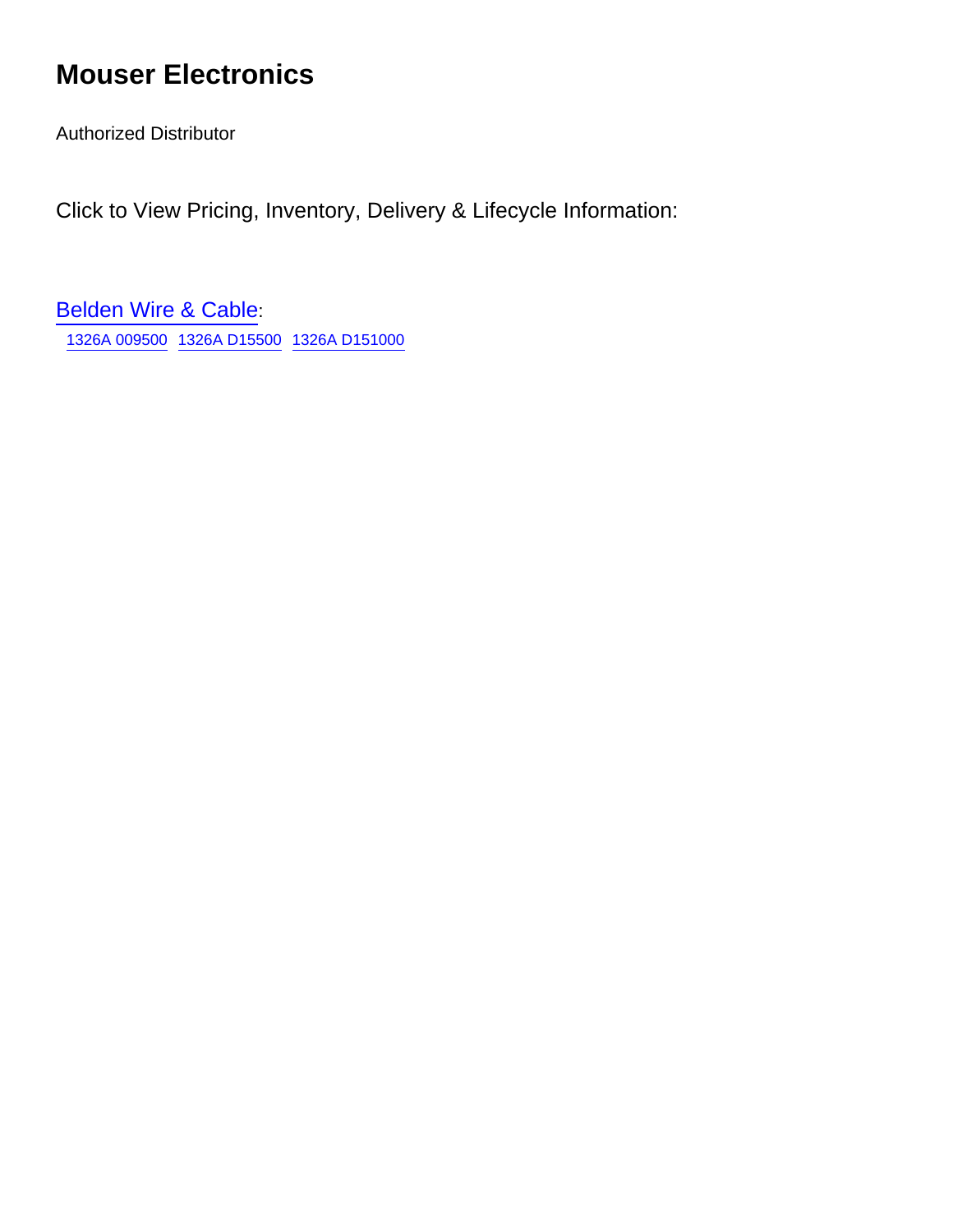# Mouser Electronics

Authorized Distributor

Click to View Pricing, Inventory, Delivery & Lifecycle Information:

Belden Wire & Cable:

1326A 009500 1326A D15500 1326A D151000